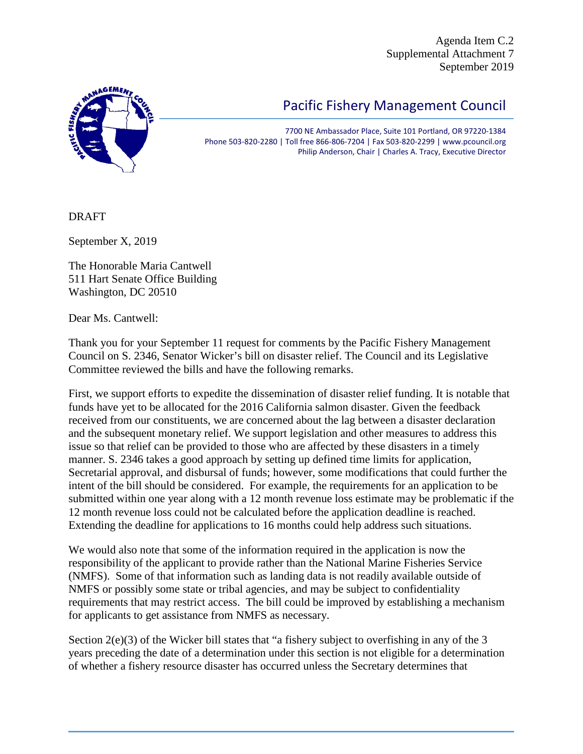Agenda Item C.2
Supplemental Attachment 7
September 2019

# Pacific Fishery Management Council

7700 NE Ambassador Place, Suite 101 Portland, OR 97220-1384
Phone 503-820-2280 | Toll free 866-806-7204 | Fax 503-820-2299 | www.pcouncil.org
Philip Anderson, Chair | Charles A. Tracy, Executive Director

DRAFT

September X, 2019

The Honorable Maria Cantwell
511 Hart Senate Office Building
Washington, DC 20510

Dear Ms. Cantwell:

Thank you for your September 11 request for comments by the Pacific Fishery Management Council on S. 2346, Senator Wicker's bill on disaster relief. The Council and its Legislative Committee reviewed the bills and have the following remarks.

First, we support efforts to expedite the dissemination of disaster relief funding. It is notable that funds have yet to be allocated for the 2016 California salmon disaster. Given the feedback received from our constituents, we are concerned about the lag between a disaster declaration and the subsequent monetary relief. We support legislation and other measures to address this issue so that relief can be provided to those who are affected by these disasters in a timely manner. S. 2346 takes a good approach by setting up defined time limits for application, Secretarial approval, and disbursal of funds; however, some modifications that could further the intent of the bill should be considered. For example, the requirements for an application to be submitted within one year along with a 12 month revenue loss estimate may be problematic if the 12 month revenue loss could not be calculated before the application deadline is reached. Extending the deadline for applications to 16 months could help address such situations.

We would also note that some of the information required in the application is now the responsibility of the applicant to provide rather than the National Marine Fisheries Service (NMFS). Some of that information such as landing data is not readily available outside of NMFS or possibly some state or tribal agencies, and may be subject to confidentiality requirements that may restrict access. The bill could be improved by establishing a mechanism for applicants to get assistance from NMFS as necessary.

Section 2(e)(3) of the Wicker bill states that "a fishery subject to overfishing in any of the 3 years preceding the date of a determination under this section is not eligible for a determination of whether a fishery resource disaster has occurred unless the Secretary determines that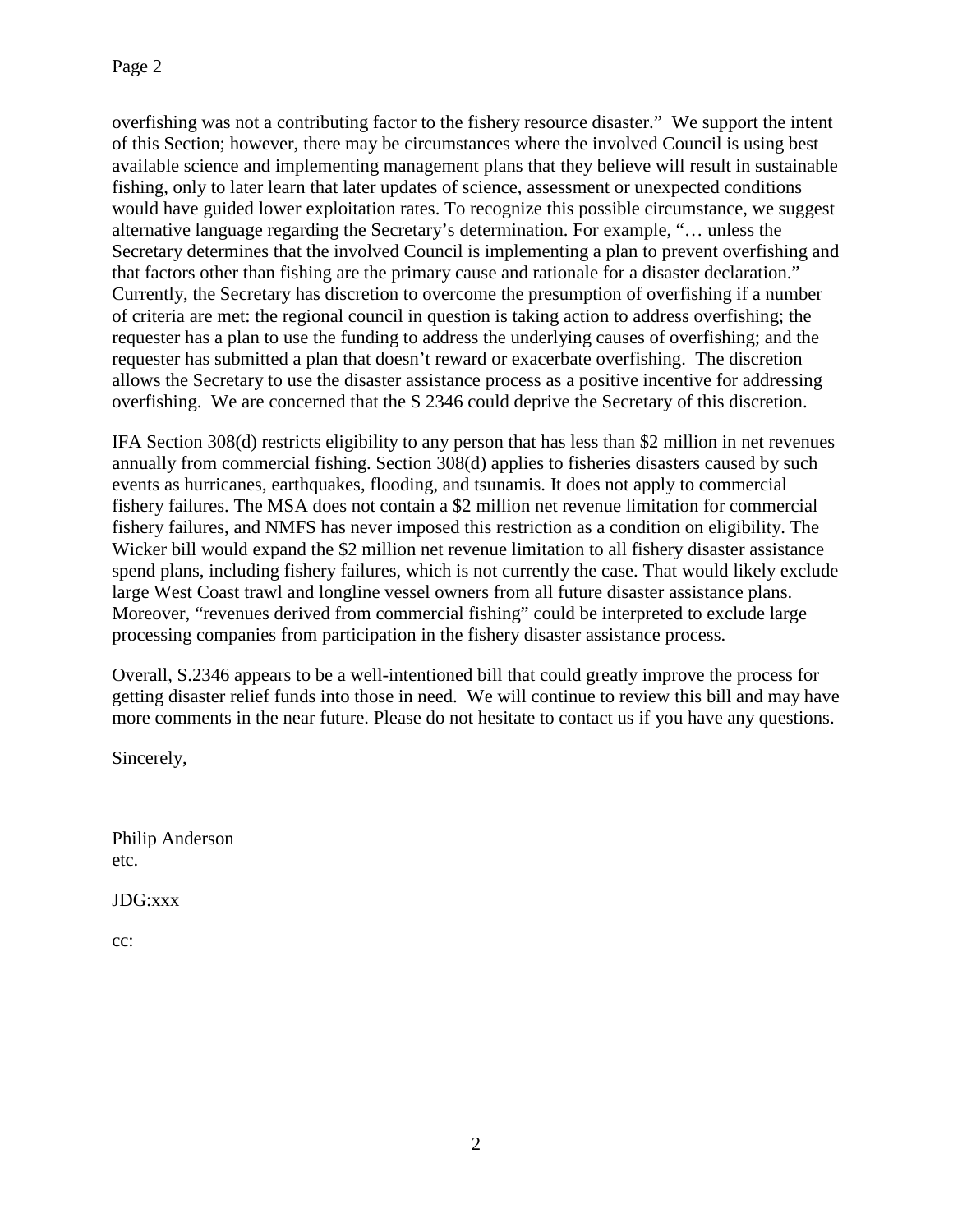overfishing was not a contributing factor to the fishery resource disaster." We support the intent of this Section; however, there may be circumstances where the involved Council is using best available science and implementing management plans that they believe will result in sustainable fishing, only to later learn that later updates of science, assessment or unexpected conditions would have guided lower exploitation rates. To recognize this possible circumstance, we suggest alternative language regarding the Secretary's determination. For example, "… unless the Secretary determines that the involved Council is implementing a plan to prevent overfishing and that factors other than fishing are the primary cause and rationale for a disaster declaration." Currently, the Secretary has discretion to overcome the presumption of overfishing if a number of criteria are met: the regional council in question is taking action to address overfishing; the requester has a plan to use the funding to address the underlying causes of overfishing; and the requester has submitted a plan that doesn't reward or exacerbate overfishing. The discretion allows the Secretary to use the disaster assistance process as a positive incentive for addressing overfishing. We are concerned that the S 2346 could deprive the Secretary of this discretion.

IFA Section 308(d) restricts eligibility to any person that has less than $2 million in net revenues annually from commercial fishing. Section 308(d) applies to fisheries disasters caused by such events as hurricanes, earthquakes, flooding, and tsunamis. It does not apply to commercial fishery failures. The MSA does not contain a $2 million net revenue limitation for commercial fishery failures, and NMFS has never imposed this restriction as a condition on eligibility. The Wicker bill would expand the $2 million net revenue limitation to all fishery disaster assistance spend plans, including fishery failures, which is not currently the case. That would likely exclude large West Coast trawl and longline vessel owners from all future disaster assistance plans. Moreover, "revenues derived from commercial fishing" could be interpreted to exclude large processing companies from participation in the fishery disaster assistance process.

Overall, S.2346 appears to be a well-intentioned bill that could greatly improve the process for getting disaster relief funds into those in need. We will continue to review this bill and may have more comments in the near future. Please do not hesitate to contact us if you have any questions.

Sincerely,

Philip Anderson
etc.

JDG:xxx

cc: